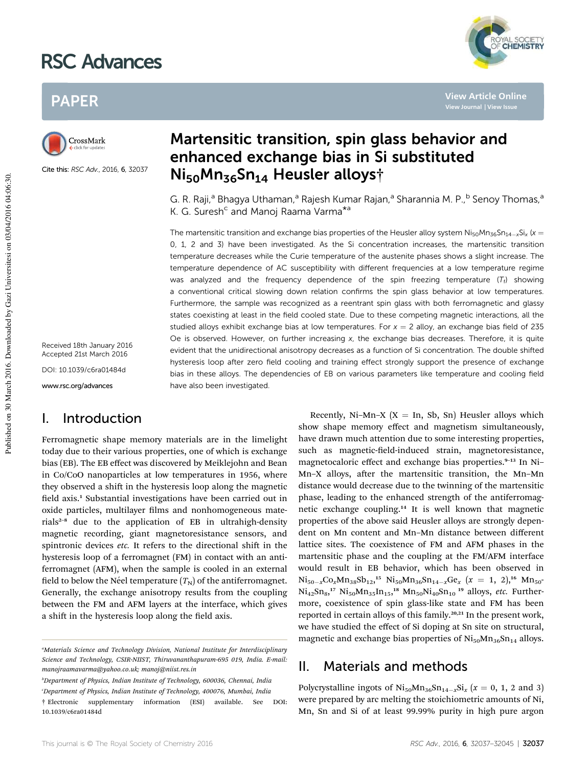# Martensitic transition, spin glass behavior and enhanced exchange bias in Si substituted $Ni_{50}Mn_{36}Sn_{14}$ Heusler alloys†

Cite this: *RSC Adv.*, 2016, **6**, 32037

G. R. Raji,[a] Bhagya Uthaman,[a] Rajesh Kumar Rajan,[a] Sharannia M. P.,[b] Senoy Thomas,[a] K. G. Suresh[c] and Manoj Raama Varma*[a]

Received 18th January 2016
Accepted 21st March 2016

DOI: 10.1039/c6ra01484d

www.rsc.org/advances

The martensitic transition and exchange bias properties of the Heusler alloy system $Ni_{50}Mn_{36}Sn_{14-x}Si_x$ ($x$ = 0, 1, 2 and 3) have been investigated. As the Si concentration increases, the martensitic transition temperature decreases while the Curie temperature of the austenite phases shows a slight increase. The temperature dependence of AC susceptibility with different frequencies at a low temperature regime was analyzed and the frequency dependence of the spin freezing temperature ($T_f$) showing a conventional critical slowing down relation confirms the spin glass behavior at low temperatures. Furthermore, the sample was recognized as a reentrant spin glass with both ferromagnetic and glassy states coexisting at least in the field cooled state. Due to these competing magnetic interactions, all the studied alloys exhibit exchange bias at low temperatures. For $x$ = 2 alloy, an exchange bias field of 235 Oe is observed. However, on further increasing $x$, the exchange bias decreases. Therefore, it is quite evident that the unidirectional anisotropy decreases as a function of Si concentration. The double shifted hysteresis loop after zero field cooling and training effect strongly support the presence of exchange bias in these alloys. The dependencies of EB on various parameters like temperature and cooling field have also been investigated.

## I. Introduction

Ferromagnetic shape memory materials are in the limelight today due to their various properties, one of which is exchange bias (EB). The EB effect was discovered by Meiklejohn and Bean in Co/CoO nanoparticles at low temperatures in 1956, where they observed a shift in the hysteresis loop along the magnetic field axis.[1] Substantial investigations have been carried out in oxide particles, multilayer films and nonhomogeneous materials[2–8] due to the application of EB in ultrahigh-density magnetic recording, giant magnetoresistance sensors, and spintronic devices *etc.* It refers to the directional shift in the hysteresis loop of a ferromagnet (FM) in contact with an antiferromagnet (AFM), when the sample is cooled in an external field to below the Néel temperature ($T_N$) of the antiferromagnet. Generally, the exchange anisotropy results from the coupling between the FM and AFM layers at the interface, which gives a shift in the hysteresis loop along the field axis.

Recently, Ni–Mn–X (X = In, Sb, Sn) Heusler alloys which show shape memory effect and magnetism simultaneously, have drawn much attention due to some interesting properties, such as magnetic-field-induced strain, magnetoresistance, magnetocaloric effect and exchange bias properties.[9–13] In Ni–Mn–X alloys, after the martensitic transition, the Mn–Mn distance would decrease due to the twinning of the martensitic phase, leading to the enhanced strength of the antiferromagnetic exchange coupling.[14] It is well known that magnetic properties of the above said Heusler alloys are strongly dependent on Mn content and Mn–Mn distance between different lattice sites. The coexistence of FM and AFM phases in the martensitic phase and the coupling at the FM/AFM interface would result in EB behavior, which has been observed in $Ni_{50-x}Co_xMn_{38}Sb_{12}$,[15] $Ni_{50}Mn_{36}Sn_{14-x}Ge_x$ ($x$ = 1, 2),[16] $Mn_{50}Ni_{42}Sn_8$,[17] $Ni_{50}Mn_{35}In_{15}$,[18] $Mn_{50}Ni_{40}Sn_{10}$ [19] alloys, *etc.* Furthermore, coexistence of spin glass-like state and FM has been reported in certain alloys of this family.[20,21] In the present work, we have studied the effect of Si doping at Sn site on structural, magnetic and exchange bias properties of $Ni_{50}Mn_{36}Sn_{14}$ alloys.

## II. Materials and methods

Polycrystalline ingots of $Ni_{50}Mn_{36}Sn_{14-x}Si_x$ ($x$ = 0, 1, 2 and 3) were prepared by arc melting the stoichiometric amounts of Ni, Mn, Sn and Si of at least 99.99% purity in high pure argon

---

[a] Materials Science and Technology Division, National Institute for Interdisciplinary Science and Technology, CSIR-NIIST, Thiruvananthapuram-695 019, India. E-mail: manojraamavarma@yahoo.co.uk; manoj@niist.res.in

[b] Department of Physics, Indian Institute of Technology, 600036, Chennai, India

[c] Department of Physics, Indian Institute of Technology, 400076, Mumbai, India

† Electronic supplementary information (ESI) available. See DOI: 10.1039/c6ra01484d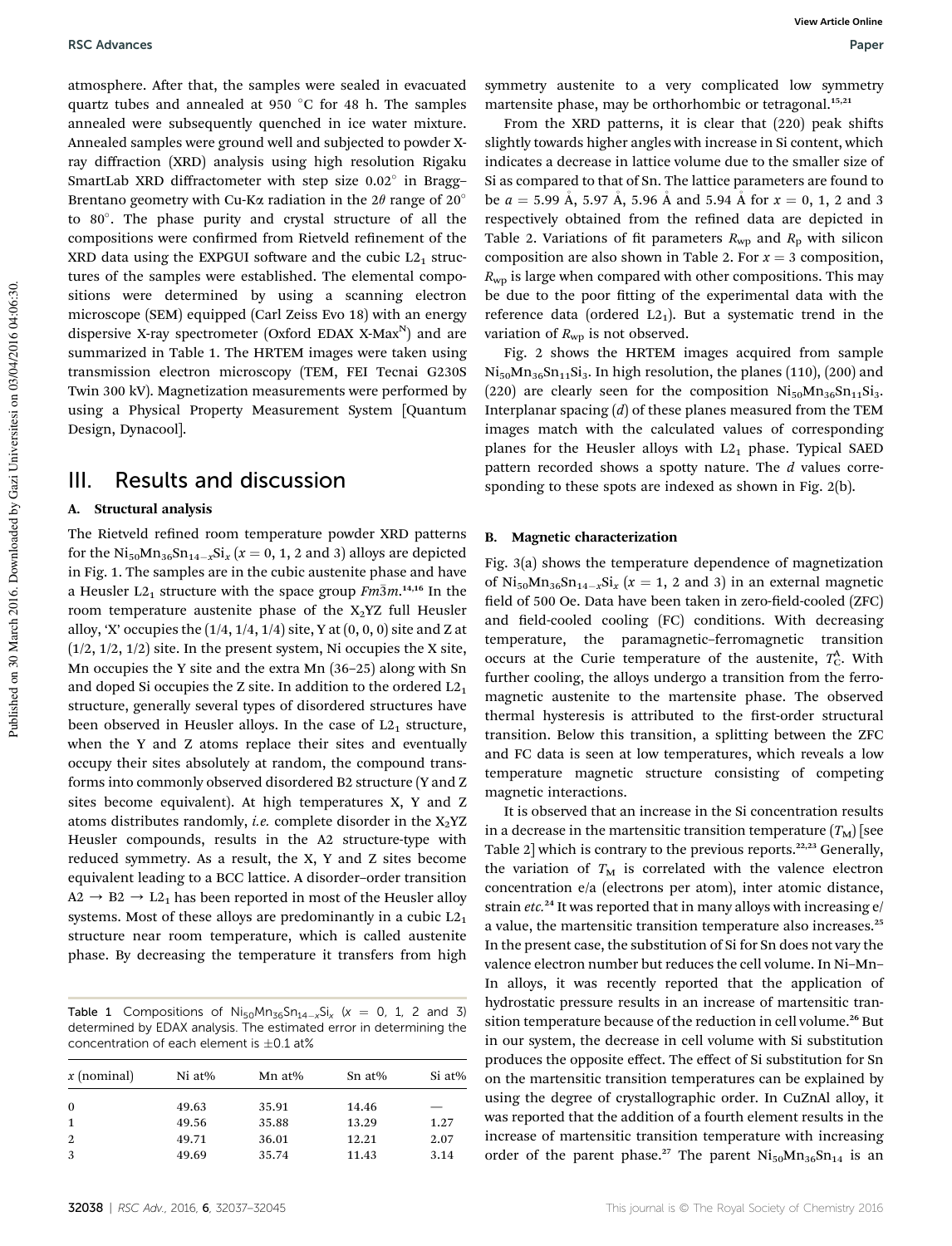atmosphere. After that, the samples were sealed in evacuated quartz tubes and annealed at 950 °C for 48 h. The samples annealed were subsequently quenched in ice water mixture. Annealed samples were ground well and subjected to powder X-ray diffraction (XRD) analysis using high resolution Rigaku SmartLab XRD diffractometer with step size 0.02° in Bragg–Brentano geometry with Cu-Kα radiation in the 2θ range of 20° to 80°. The phase purity and crystal structure of all the compositions were confirmed from Rietveld refinement of the XRD data using the EXPGUI software and the cubic $L2_1$ structures of the samples were established. The elemental compositions were determined by using a scanning electron microscope (SEM) equipped (Carl Zeiss Evo 18) with an energy dispersive X-ray spectrometer (Oxford EDAX X-Max$^N$) and are summarized in Table 1. The HRTEM images were taken using transmission electron microscopy (TEM, FEI Tecnai G230S Twin 300 kV). Magnetization measurements were performed by using a Physical Property Measurement System [Quantum Design, Dynacool].

# III. Results and discussion

### A. Structural analysis

The Rietveld refined room temperature powder XRD patterns for the $Ni_{50}Mn_{36}Sn_{14-x}Si_x$ ($x$ = 0, 1, 2 and 3) alloys are depicted in Fig. 1. The samples are in the cubic austenite phase and have a Heusler $L2_1$ structure with the space group $Fm\bar{3}m$.[14,16] In the room temperature austenite phase of the $X_2YZ$ full Heusler alloy, 'X' occupies the (1/4, 1/4, 1/4) site, Y at (0, 0, 0) site and Z at (1/2, 1/2, 1/2) site. In the present system, Ni occupies the X site, Mn occupies the Y site and the extra Mn (36–25) along with Sn and doped Si occupies the Z site. In addition to the ordered $L2_1$ structure, generally several types of disordered structures have been observed in Heusler alloys. In the case of $L2_1$ structure, when the Y and Z atoms replace their sites and eventually occupy their sites absolutely at random, the compound transforms into commonly observed disordered B2 structure (Y and Z sites become equivalent). At high temperatures X, Y and Z atoms distributes randomly, *i.e.* complete disorder in the $X_2YZ$ Heusler compounds, results in the A2 structure-type with reduced symmetry. As a result, the X, Y and Z sites become equivalent leading to a BCC lattice. A disorder–order transition A2 → B2 → $L2_1$ has been reported in most of the Heusler alloy systems. Most of these alloys are predominantly in a cubic $L2_1$ structure near room temperature, which is called austenite phase. By decreasing the temperature it transfers from high symmetry austenite to a very complicated low symmetry martensite phase, may be orthorhombic or tetragonal.[15,21]

From the XRD patterns, it is clear that (220) peak shifts slightly towards higher angles with increase in Si content, which indicates a decrease in lattice volume due to the smaller size of Si as compared to that of Sn. The lattice parameters are found to be $a$ = 5.99 Å, 5.97 Å, 5.96 Å and 5.94 Å for $x$ = 0, 1, 2 and 3 respectively obtained from the refined data are depicted in Table 2. Variations of fit parameters $R_{wp}$ and $R_p$ with silicon composition are also shown in Table 2. For $x$ = 3 composition, $R_{wp}$ is large when compared with other compositions. This may be due to the poor fitting of the experimental data with the reference data (ordered $L2_1$). But a systematic trend in the variation of $R_{wp}$ is not observed.

Fig. 2 shows the HRTEM images acquired from sample $Ni_{50}Mn_{36}Sn_{11}Si_3$. In high resolution, the planes (110), (200) and (220) are clearly seen for the composition $Ni_{50}Mn_{36}Sn_{11}Si_3$. Interplanar spacing ($d$) of these planes measured from the TEM images match with the calculated values of corresponding planes for the Heusler alloys with $L2_1$ phase. Typical SAED pattern recorded shows a spotty nature. The $d$ values corresponding to these spots are indexed as shown in Fig. 2(b).

Table 1 Compositions of $Ni_{50}Mn_{36}Sn_{14-x}Si_x$ ($x$ = 0, 1, 2 and 3) determined by EDAX analysis. The estimated error in determining the concentration of each element is ±0.1 at%

| $x$ (nominal) | Ni at% | Mn at% | Sn at% | Si at% |
|---|---|---|---|---|
| 0 | 49.63 | 35.91 | 14.46 | — |
| 1 | 49.56 | 35.88 | 13.29 | 1.27 |
| 2 | 49.71 | 36.01 | 12.21 | 2.07 |
| 3 | 49.69 | 35.74 | 11.43 | 3.14 |

### B. Magnetic characterization

Fig. 3(a) shows the temperature dependence of magnetization of $Ni_{50}Mn_{36}Sn_{14-x}Si_x$ ($x$ = 1, 2 and 3) in an external magnetic field of 500 Oe. Data have been taken in zero-field-cooled (ZFC) and field-cooled cooling (FC) conditions. With decreasing temperature, the paramagnetic–ferromagnetic transition occurs at the Curie temperature of the austenite, $T_C^A$. With further cooling, the alloys undergo a transition from the ferromagnetic austenite to the martensite phase. The observed thermal hysteresis is attributed to the first-order structural transition. Below this transition, a splitting between the ZFC and FC data is seen at low temperatures, which reveals a low temperature magnetic structure consisting of competing magnetic interactions.

It is observed that an increase in the Si concentration results in a decrease in the martensitic transition temperature ($T_M$) [see Table 2] which is contrary to the previous reports.[22,23] Generally, the variation of $T_M$ is correlated with the valence electron concentration e/a (electrons per atom), inter atomic distance, strain *etc.*[24] It was reported that in many alloys with increasing e/a value, the martensitic transition temperature also increases.[25] In the present case, the substitution of Si for Sn does not vary the valence electron number but reduces the cell volume. In Ni–Mn–In alloys, it was recently reported that the application of hydrostatic pressure results in an increase of martensitic transition temperature because of the reduction in cell volume.[26] But in our system, the decrease in cell volume with Si substitution produces the opposite effect. The effect of Si substitution for Sn on the martensitic transition temperatures can be explained by using the degree of crystallographic order. In CuZnAl alloy, it was reported that the addition of a fourth element results in the increase of martensitic transition temperature with increasing order of the parent phase.[27] The parent $Ni_{50}Mn_{36}Sn_{14}$ is an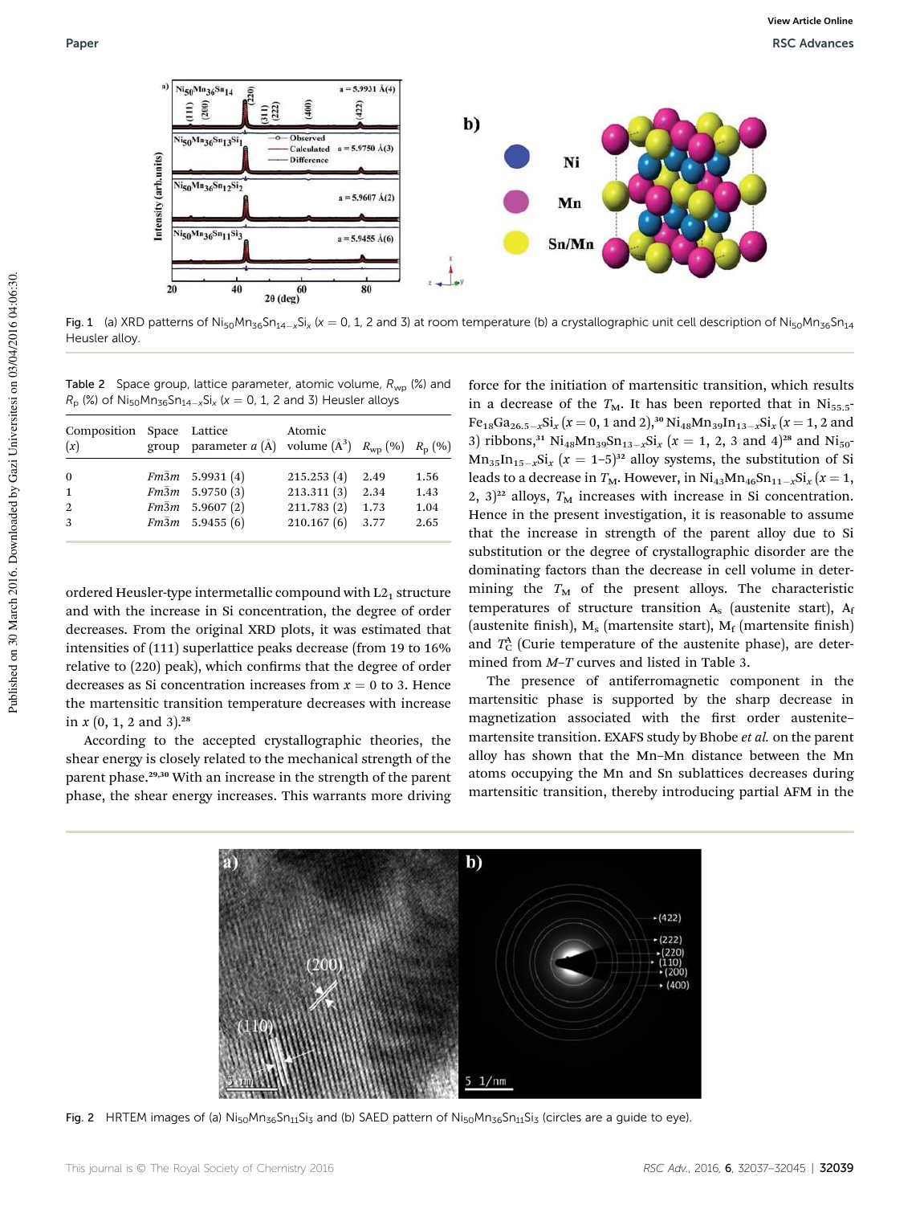Fig. 1 (a) XRD patterns of $Ni_{50}Mn_{36}Sn_{14-x}Si_x$ ($x$ = 0, 1, 2 and 3) at room temperature (b) a crystallographic unit cell description of $Ni_{50}Mn_{36}Sn_{14}$ Heusler alloy.

Table 2 Space group, lattice parameter, atomic volume, $R_{wp}$ (%) and $R_p$ (%) of $Ni_{50}Mn_{36}Sn_{14-x}Si_x$ ($x$ = 0, 1, 2 and 3) Heusler alloys

| Composition ($x$) | Space group | Lattice parameter $a$ (Å) | Atomic volume (Å$^3$) | $R_{wp}$ (%) | $R_p$ (%) |
|---|---|---|---|---|---|
| 0 | $Fm\bar{3}m$ | 5.9931 (4) | 215.253 (4) | 2.49 | 1.56 |
| 1 | $Fm\bar{3}m$ | 5.9750 (3) | 213.311 (3) | 2.34 | 1.43 |
| 2 | $Fm\bar{3}m$ | 5.9607 (2) | 211.783 (2) | 1.73 | 1.04 |
| 3 | $Fm\bar{3}m$ | 5.9455 (6) | 210.167 (6) | 3.77 | 2.65 |

ordered Heusler-type intermetallic compound with $L2_1$ structure and with the increase in Si concentration, the degree of order decreases. From the original XRD plots, it was estimated that intensities of (111) superlattice peaks decrease (from 19 to 16% relative to (220) peak), which confirms that the degree of order decreases as Si concentration increases from $x$ = 0 to 3. Hence the martensitic transition temperature decreases with increase in $x$ (0, 1, 2 and 3).[28]

According to the accepted crystallographic theories, the shear energy is closely related to the mechanical strength of the parent phase.[29,30] With an increase in the strength of the parent phase, the shear energy increases. This warrants more driving force for the initiation of martensitic transition, which results in a decrease of the $T_M$. It has been reported that in $Ni_{55.5}Fe_{18}Ga_{26.5-x}Si_x$ ($x$ = 0, 1 and 2),[30] $Ni_{48}Mn_{39}In_{13-x}Si_x$ ($x$ = 1, 2 and 3) ribbons,[31] $Ni_{48}Mn_{39}Sn_{13-x}Si_x$ ($x$ = 1, 2, 3 and 4)[28] and $Ni_{50}Mn_{35}In_{15-x}Si_x$ ($x$ = 1–5)[32] alloy systems, the substitution of Si leads to a decrease in $T_M$. However, in $Ni_{43}Mn_{46}Sn_{11-x}Si_x$ ($x$ = 1, 2, 3)[22] alloys, $T_M$ increases with increase in Si concentration. Hence in the present investigation, it is reasonable to assume that the increase in strength of the parent alloy due to Si substitution or the degree of crystallographic disorder are the dominating factors than the decrease in cell volume in determining the $T_M$ of the present alloys. The characteristic temperatures of structure transition $A_s$ (austenite start), $A_f$ (austenite finish), $M_s$ (martensite start), $M_f$ (martensite finish) and $T_C^A$ (Curie temperature of the austenite phase), are determined from $M$–$T$ curves and listed in Table 3.

The presence of antiferromagnetic component in the martensitic phase is supported by the sharp decrease in magnetization associated with the first order austenite–martensite transition. EXAFS study by Bhobe *et al.* on the parent alloy has shown that the Mn–Mn distance between the Mn atoms occupying the Mn and Sn sublattices decreases during martensitic transition, thereby introducing partial AFM in the

Fig. 2 HRTEM images of (a) $Ni_{50}Mn_{36}Sn_{11}Si_3$ and (b) SAED pattern of $Ni_{50}Mn_{36}Sn_{11}Si_3$ (circles are a guide to eye).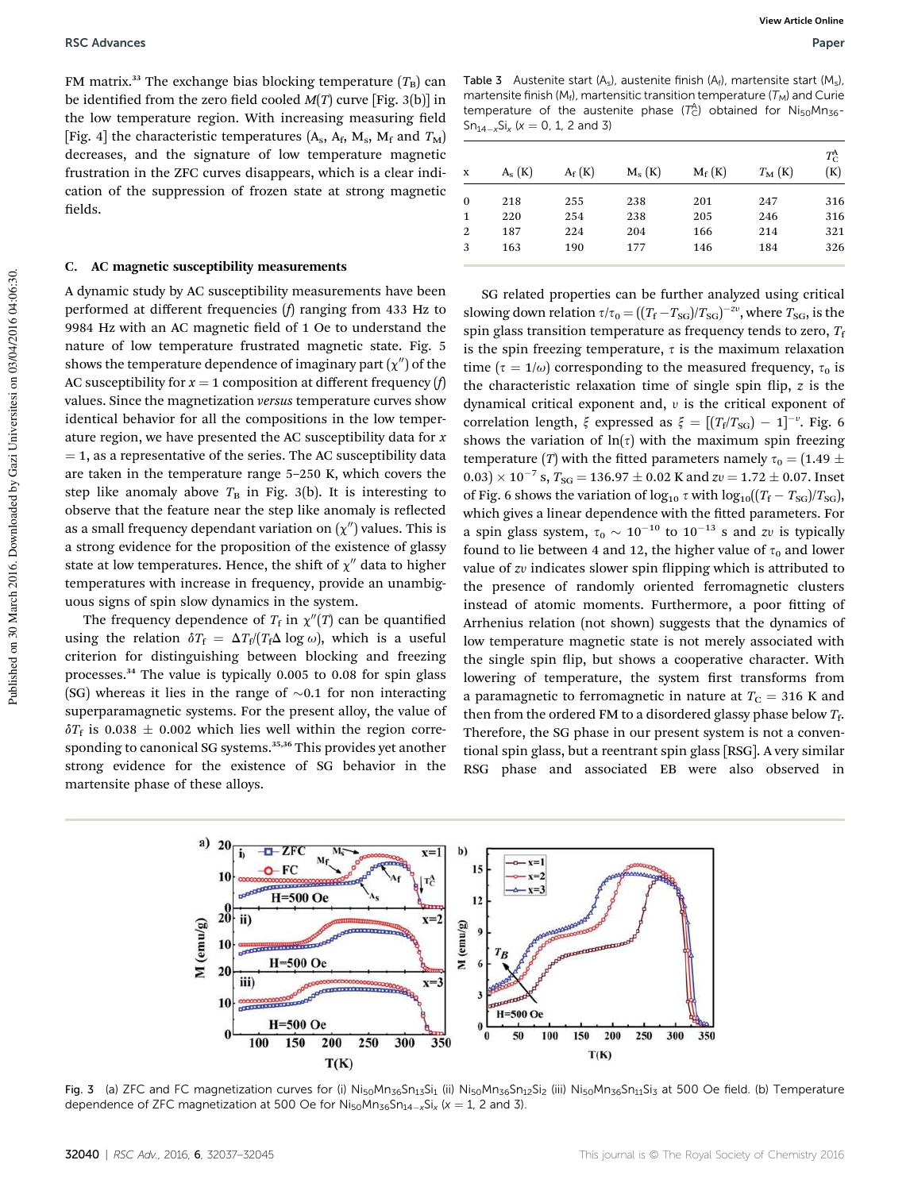FM matrix.[33] The exchange bias blocking temperature ($T_B$) can be identified from the zero field cooled $M(T)$ curve [Fig. 3(b)] in the low temperature region. With increasing measuring field [Fig. 4] the characteristic temperatures ($A_s$, $A_f$, $M_s$, $M_f$ and $T_M$) decreases, and the signature of low temperature magnetic frustration in the ZFC curves disappears, which is a clear indication of the suppression of frozen state at strong magnetic fields.

Table 3 Austenite start ($A_s$), austenite finish ($A_f$), martensite start ($M_s$), martensite finish ($M_f$), martensitic transition temperature ($T_M$) and Curie temperature of the austenite phase ($T_C^A$) obtained for $Ni_{50}Mn_{36}Sn_{14-x}Si_x$ ($x$ = 0, 1, 2 and 3)

| x | $A_s$ (K) | $A_f$ (K) | $M_s$ (K) | $M_f$ (K) | $T_M$ (K) | $T_C^A$ (K) |
|---|---|---|---|---|---|---|
| 0 | 218 | 255 | 238 | 201 | 247 | 316 |
| 1 | 220 | 254 | 238 | 205 | 246 | 316 |
| 2 | 187 | 224 | 204 | 166 | 214 | 321 |
| 3 | 163 | 190 | 177 | 146 | 184 | 326 |

### C. AC magnetic susceptibility measurements

A dynamic study by AC susceptibility measurements have been performed at different frequencies ($f$) ranging from 433 Hz to 9984 Hz with an AC magnetic field of 1 Oe to understand the nature of low temperature frustrated magnetic state. Fig. 5 shows the temperature dependence of imaginary part ($\chi''$) of the AC susceptibility for $x$ = 1 composition at different frequency ($f$) values. Since the magnetization *versus* temperature curves show identical behavior for all the compositions in the low temperature region, we have presented the AC susceptibility data for $x$ = 1, as a representative of the series. The AC susceptibility data are taken in the temperature range 5–250 K, which covers the step like anomaly above $T_B$ in Fig. 3(b). It is interesting to observe that the feature near the step like anomaly is reflected as a small frequency dependant variation on ($\chi''$) values. This is a strong evidence for the proposition of the existence of glassy state at low temperatures. Hence, the shift of $\chi''$ data to higher temperatures with increase in frequency, provide an unambiguous signs of spin slow dynamics in the system.

The frequency dependence of $T_f$ in $\chi''(T)$ can be quantified using the relation $\delta T_f = \Delta T_f/(T_f \Delta \log \omega)$, which is a useful criterion for distinguishing between blocking and freezing processes.[34] The value is typically 0.005 to 0.08 for spin glass (SG) whereas it lies in the range of ~0.1 for non interacting superparamagnetic systems. For the present alloy, the value of $\delta T_f$ is 0.038 ± 0.002 which lies well within the region corresponding to canonical SG systems.[35,36] This provides yet another strong evidence for the existence of SG behavior in the martensite phase of these alloys.

SG related properties can be further analyzed using critical slowing down relation $\tau/\tau_0 = ((T_f - T_{SG})/T_{SG})^{-z\upsilon}$, where $T_{SG}$, is the spin glass transition temperature as frequency tends to zero, $T_f$ is the spin freezing temperature, $\tau$ is the maximum relaxation time ($\tau = 1/\omega$) corresponding to the measured frequency, $\tau_0$ is the characteristic relaxation time of single spin flip, $z$ is the dynamical critical exponent and, $\upsilon$ is the critical exponent of correlation length, $\xi$ expressed as $\xi = [(T_f/T_{SG}) - 1]^{-\upsilon}$. Fig. 6 shows the variation of $\ln(\tau)$ with the maximum spin freezing temperature ($T$) with the fitted parameters namely $\tau_0 = (1.49 \pm 0.03) \times 10^{-7}$ s, $T_{SG} = 136.97 \pm 0.02$ K and $z\upsilon = 1.72 \pm 0.07$. Inset of Fig. 6 shows the variation of $\log_{10} \tau$ with $\log_{10}((T_f - T_{SG})/T_{SG})$, which gives a linear dependence with the fitted parameters. For a spin glass system, $\tau_0 \sim 10^{-10}$ to $10^{-13}$ s and $z\upsilon$ is typically found to lie between 4 and 12, the higher value of $\tau_0$ and lower value of $z\upsilon$ indicates slower spin flipping which is attributed to the presence of randomly oriented ferromagnetic clusters instead of atomic moments. Furthermore, a poor fitting of Arrhenius relation (not shown) suggests that the dynamics of low temperature magnetic state is not merely associated with the single spin flip, but shows a cooperative character. With lowering of temperature, the system first transforms from a paramagnetic to ferromagnetic in nature at $T_C$ = 316 K and then from the ordered FM to a disordered glassy phase below $T_f$. Therefore, the SG phase in our present system is not a conventional spin glass, but a reentrant spin glass [RSG]. A very similar RSG phase and associated EB were also observed in

Fig. 3 (a) ZFC and FC magnetization curves for (i) $Ni_{50}Mn_{36}Sn_{13}Si_1$ (ii) $Ni_{50}Mn_{36}Sn_{12}Si_2$ (iii) $Ni_{50}Mn_{36}Sn_{11}Si_3$ at 500 Oe field. (b) Temperature dependence of ZFC magnetization at 500 Oe for $Ni_{50}Mn_{36}Sn_{14-x}Si_x$ ($x$ = 1, 2 and 3).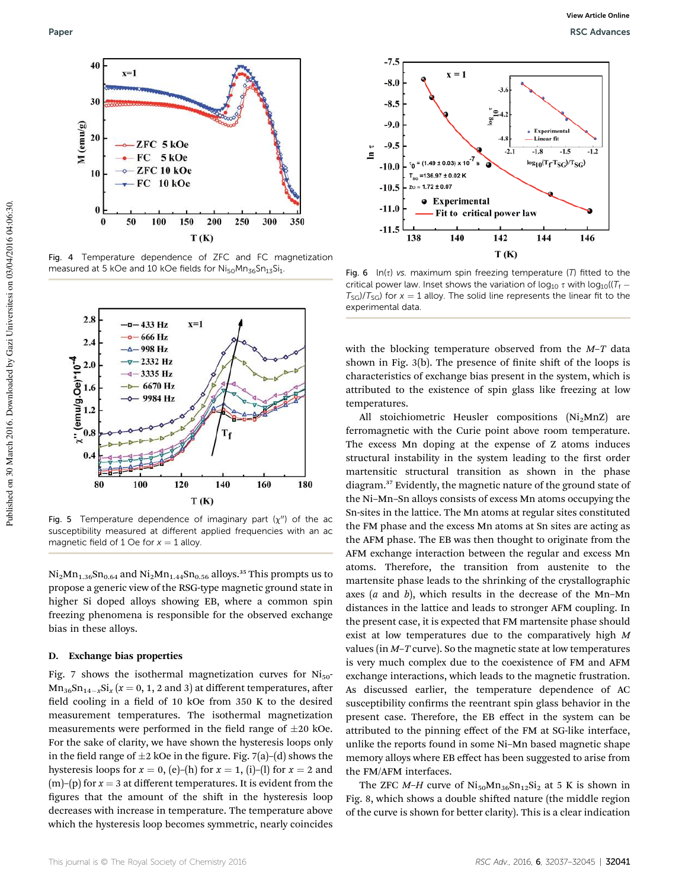Fig. 4 Temperature dependence of ZFC and FC magnetization measured at 5 kOe and 10 kOe fields for $Ni_{50}Mn_{36}Sn_{13}Si_1$.

Fig. 5 Temperature dependence of imaginary part ($\chi''$) of the ac susceptibility measured at different applied frequencies with an ac magnetic field of 1 Oe for $x = 1$ alloy.

$Ni_2Mn_{1.36}Sn_{0.64}$ and $Ni_2Mn_{1.44}Sn_{0.56}$ alloys.[35] This prompts us to propose a generic view of the RSG-type magnetic ground state in higher Si doped alloys showing EB, where a common spin freezing phenomena is responsible for the observed exchange bias in these alloys.

### D. Exchange bias properties

Fig. 7 shows the isothermal magnetization curves for $Ni_{50}Mn_{36}Sn_{14-x}Si_x$ ($x = 0$, 1, 2 and 3) at different temperatures, after field cooling in a field of 10 kOe from 350 K to the desired measurement temperatures. The isothermal magnetization measurements were performed in the field range of ±20 kOe. For the sake of clarity, we have shown the hysteresis loops only in the field range of ±2 kOe in the figure. Fig. 7(a)–(d) shows the hysteresis loops for $x = 0$, (e)–(h) for $x = 1$, (i)–(l) for $x = 2$ and (m)–(p) for $x = 3$ at different temperatures. It is evident from the figures that the amount of the shift in the hysteresis loop decreases with increase in temperature. The temperature above which the hysteresis loop becomes symmetric, nearly coincides

Fig. 6 ln($\tau$) *vs.* maximum spin freezing temperature ($T$) fitted to the critical power law. Inset shows the variation of $\log_{10} \tau$ with $\log_{10}((T_f - T_{SG})/T_{SG})$ for $x = 1$ alloy. The solid line represents the linear fit to the experimental data.

with the blocking temperature observed from the *M*–*T* data shown in Fig. 3(b). The presence of finite shift of the loops is characteristics of exchange bias present in the system, which is attributed to the existence of spin glass like freezing at low temperatures.

All stoichiometric Heusler compositions ($Ni_2MnZ$) are ferromagnetic with the Curie point above room temperature. The excess Mn doping at the expense of Z atoms induces structural instability in the system leading to the first order martensitic structural transition as shown in the phase diagram.[37] Evidently, the magnetic nature of the ground state of the Ni–Mn–Sn alloys consists of excess Mn atoms occupying the Sn-sites in the lattice. The Mn atoms at regular sites constituted the FM phase and the excess Mn atoms at Sn sites are acting as the AFM phase. The EB was then thought to originate from the AFM exchange interaction between the regular and excess Mn atoms. Therefore, the transition from austenite to the martensite phase leads to the shrinking of the crystallographic axes (*a* and *b*), which results in the decrease of the Mn–Mn distances in the lattice and leads to stronger AFM coupling. In the present case, it is expected that FM martensite phase should exist at low temperatures due to the comparatively high *M* values (in *M*–*T* curve). So the magnetic state at low temperatures is very much complex due to the coexistence of FM and AFM exchange interactions, which leads to the magnetic frustration. As discussed earlier, the temperature dependence of AC susceptibility confirms the reentrant spin glass behavior in the present case. Therefore, the EB effect in the system can be attributed to the pinning effect of the FM at SG-like interface, unlike the reports found in some Ni–Mn based magnetic shape memory alloys where EB effect has been suggested to arise from the FM/AFM interfaces.

The ZFC *M*–*H* curve of $Ni_{50}Mn_{36}Sn_{12}Si_2$ at 5 K is shown in Fig. 8, which shows a double shifted nature (the middle region of the curve is shown for better clarity). This is a clear indication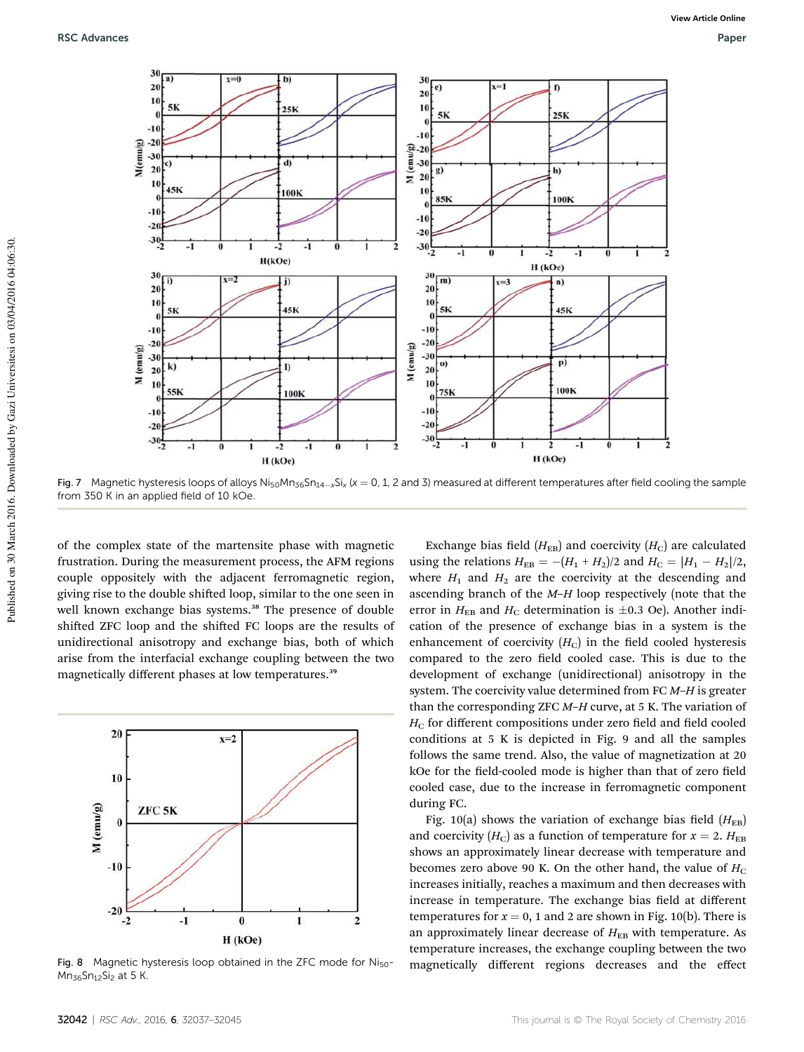Fig. 7 Magnetic hysteresis loops of alloys $Ni_{50}Mn_{36}Sn_{14-x}Si_x$ ($x = 0$, 1, 2 and 3) measured at different temperatures after field cooling the sample from 350 K in an applied field of 10 kOe.

of the complex state of the martensite phase with magnetic frustration. During the measurement process, the AFM regions couple oppositely with the adjacent ferromagnetic region, giving rise to the double shifted loop, similar to the one seen in well known exchange bias systems.[38] The presence of double shifted ZFC loop and the shifted FC loops are the results of unidirectional anisotropy and exchange bias, both of which arise from the interfacial exchange coupling between the two magnetically different phases at low temperatures.[39]

Fig. 8 Magnetic hysteresis loop obtained in the ZFC mode for $Ni_{50}Mn_{36}Sn_{12}Si_2$ at 5 K.

Exchange bias field ($H_{EB}$) and coercivity ($H_C$) are calculated using the relations $H_{EB} = -(H_1 + H_2)/2$ and $H_C = |H_1 - H_2|/2$, where $H_1$ and $H_2$ are the coercivity at the descending and ascending branch of the *M*–*H* loop respectively (note that the error in $H_{EB}$ and $H_C$ determination is $\pm 0.3$ Oe). Another indication of the presence of exchange bias in a system is the enhancement of coercivity ($H_C$) in the field cooled hysteresis compared to the zero field cooled case. This is due to the development of exchange (unidirectional) anisotropy in the system. The coercivity value determined from FC *M*–*H* is greater than the corresponding ZFC *M*–*H* curve, at 5 K. The variation of $H_C$ for different compositions under zero field and field cooled conditions at 5 K is depicted in Fig. 9 and all the samples follows the same trend. Also, the value of magnetization at 20 kOe for the field-cooled mode is higher than that of zero field cooled case, due to the increase in ferromagnetic component during FC.

Fig. 10(a) shows the variation of exchange bias field ($H_{EB}$) and coercivity ($H_C$) as a function of temperature for $x = 2$. $H_{EB}$ shows an approximately linear decrease with temperature and becomes zero above 90 K. On the other hand, the value of $H_C$ increases initially, reaches a maximum and then decreases with increase in temperature. The exchange bias field at different temperatures for $x = 0$, 1 and 2 are shown in Fig. 10(b). There is an approximately linear decrease of $H_{EB}$ with temperature. As temperature increases, the exchange coupling between the two magnetically different regions decreases and the effect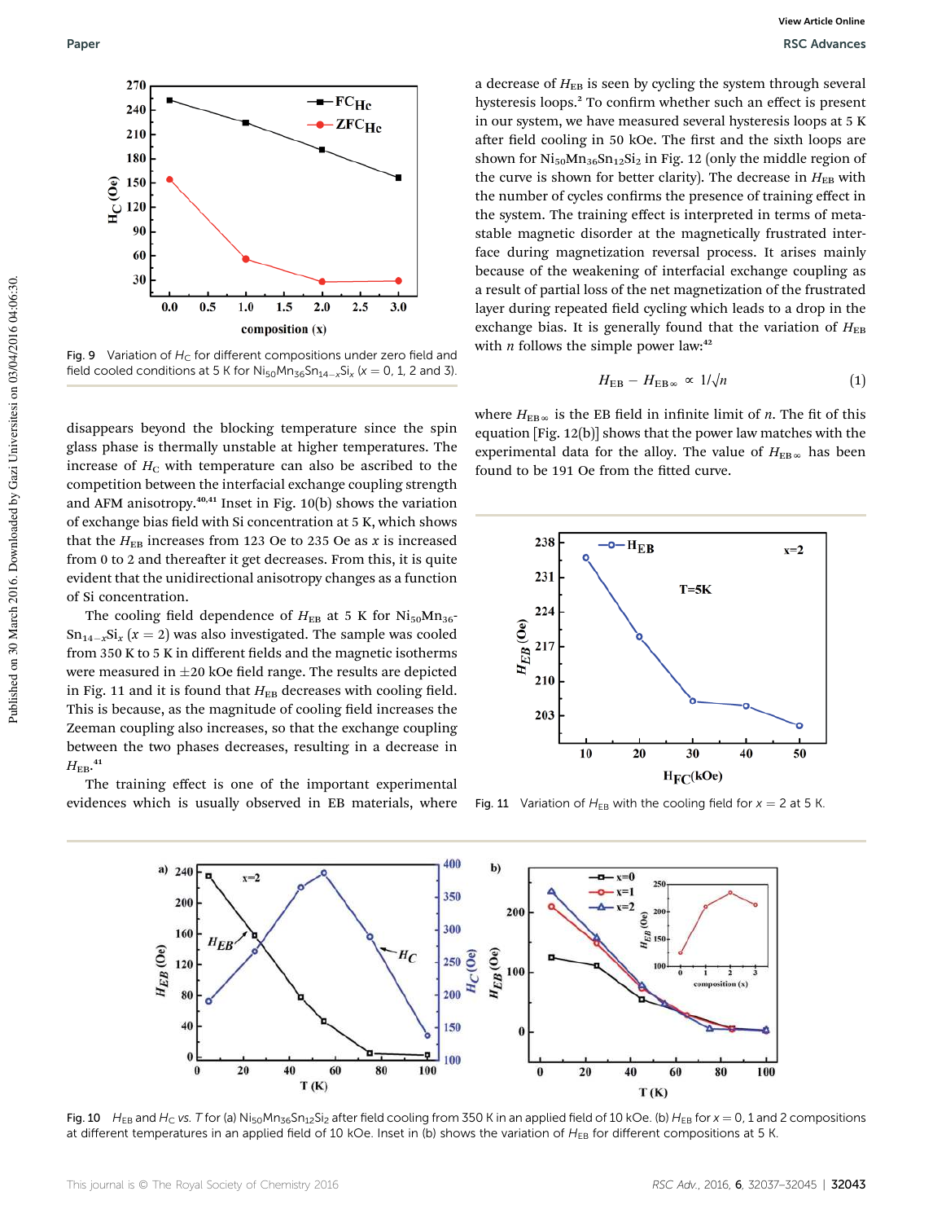Fig. 9 Variation of $H_C$ for different compositions under zero field and field cooled conditions at 5 K for $Ni_{50}Mn_{36}Sn_{14-x}Si_x$ ($x$ = 0, 1, 2 and 3).

disappears beyond the blocking temperature since the spin glass phase is thermally unstable at higher temperatures. The increase of $H_C$ with temperature can also be ascribed to the competition between the interfacial exchange coupling strength and AFM anisotropy.[40,41] Inset in Fig. 10(b) shows the variation of exchange bias field with Si concentration at 5 K, which shows that the $H_{EB}$ increases from 123 Oe to 235 Oe as $x$ is increased from 0 to 2 and thereafter it get decreases. From this, it is quite evident that the unidirectional anisotropy changes as a function of Si concentration.

The cooling field dependence of $H_{EB}$ at 5 K for $Ni_{50}Mn_{36}Sn_{14-x}Si_x$ ($x$ = 2) was also investigated. The sample was cooled from 350 K to 5 K in different fields and the magnetic isotherms were measured in ±20 kOe field range. The results are depicted in Fig. 11 and it is found that $H_{EB}$ decreases with cooling field. This is because, as the magnitude of cooling field increases the Zeeman coupling also increases, so that the exchange coupling between the two phases decreases, resulting in a decrease in $H_{EB}$.[41]

The training effect is one of the important experimental evidences which is usually observed in EB materials, where a decrease of $H_{EB}$ is seen by cycling the system through several hysteresis loops.[2] To confirm whether such an effect is present in our system, we have measured several hysteresis loops at 5 K after field cooling in 50 kOe. The first and the sixth loops are shown for $Ni_{50}Mn_{36}Sn_{12}Si_2$ in Fig. 12 (only the middle region of the curve is shown for better clarity). The decrease in $H_{EB}$ with the number of cycles confirms the presence of training effect in the system. The training effect is interpreted in terms of metastable magnetic disorder at the magnetically frustrated interface during magnetization reversal process. It arises mainly because of the weakening of interfacial exchange coupling as a result of partial loss of the net magnetization of the frustrated layer during repeated field cycling which leads to a drop in the exchange bias. It is generally found that the variation of $H_{EB}$ with $n$ follows the simple power law:[42]

$$H_{EB} - H_{EB\infty} \propto 1/\sqrt{n} \tag{1}$$

where $H_{EB\infty}$ is the EB field in infinite limit of $n$. The fit of this equation [Fig. 12(b)] shows that the power law matches with the experimental data for the alloy. The value of $H_{EB\infty}$ has been found to be 191 Oe from the fitted curve.

Fig. 11 Variation of $H_{EB}$ with the cooling field for $x$ = 2 at 5 K.

Fig. 10 $H_{EB}$ and $H_C$ vs. $T$ for (a) $Ni_{50}Mn_{36}Sn_{12}Si_2$ after field cooling from 350 K in an applied field of 10 kOe. (b) $H_{EB}$ for $x$ = 0, 1 and 2 compositions at different temperatures in an applied field of 10 kOe. Inset in (b) shows the variation of $H_{EB}$ for different compositions at 5 K.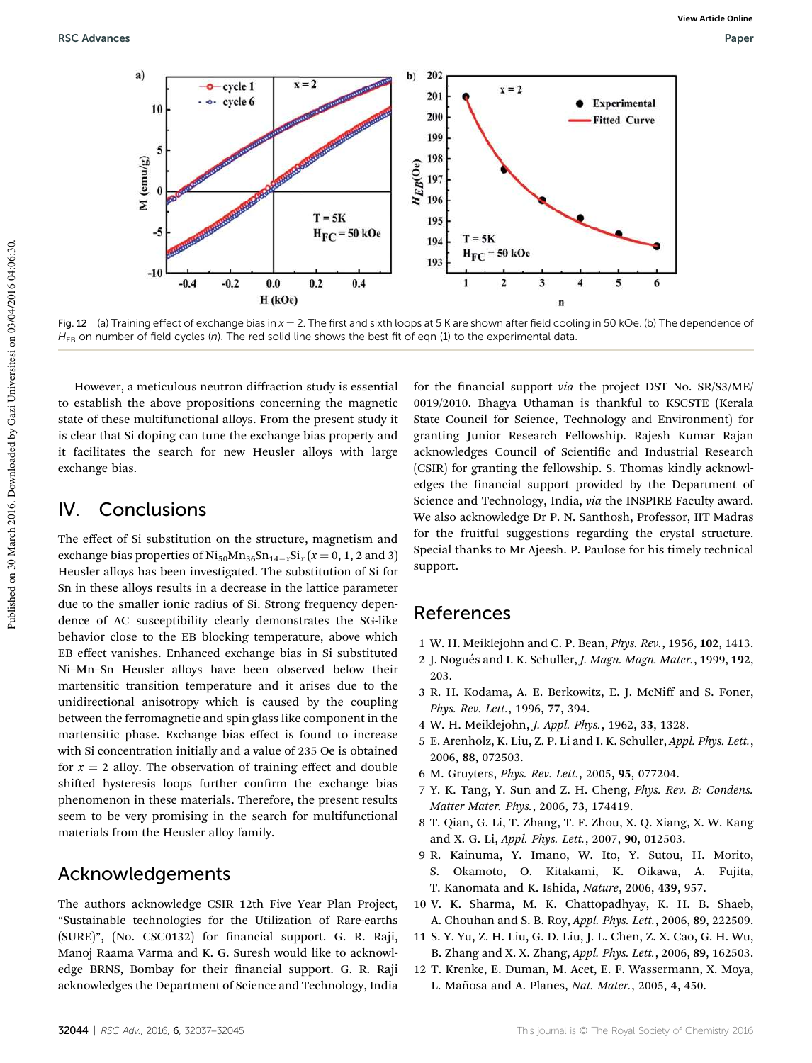Fig. 12 (a) Training effect of exchange bias in $x = 2$. The first and sixth loops at 5 K are shown after field cooling in 50 kOe. (b) The dependence of $H_{EB}$ on number of field cycles ($n$). The red solid line shows the best fit of eqn (1) to the experimental data.

However, a meticulous neutron diffraction study is essential to establish the above propositions concerning the magnetic state of these multifunctional alloys. From the present study it is clear that Si doping can tune the exchange bias property and it facilitates the search for new Heusler alloys with large exchange bias.

## IV. Conclusions

The effect of Si substitution on the structure, magnetism and exchange bias properties of $Ni_{50}Mn_{36}Sn_{14-x}Si_x$ ($x = 0, 1, 2$ and 3) Heusler alloys has been investigated. The substitution of Si for Sn in these alloys results in a decrease in the lattice parameter due to the smaller ionic radius of Si. Strong frequency dependence of AC susceptibility clearly demonstrates the SG-like behavior close to the EB blocking temperature, above which EB effect vanishes. Enhanced exchange bias in Si substituted Ni–Mn–Sn Heusler alloys have been observed below their martensitic transition temperature and it arises due to the unidirectional anisotropy which is caused by the coupling between the ferromagnetic and spin glass like component in the martensitic phase. Exchange bias effect is found to increase with Si concentration initially and a value of 235 Oe is obtained for $x = 2$ alloy. The observation of training effect and double shifted hysteresis loops further confirm the exchange bias phenomenon in these materials. Therefore, the present results seem to be very promising in the search for multifunctional materials from the Heusler alloy family.

## Acknowledgements

The authors acknowledge CSIR 12th Five Year Plan Project, "Sustainable technologies for the Utilization of Rare-earths (SURE)", (No. CSC0132) for financial support. G. R. Raji, Manoj Raama Varma and K. G. Suresh would like to acknowledge BRNS, Bombay for their financial support. G. R. Raji acknowledges the Department of Science and Technology, India for the financial support *via* the project DST No. SR/S3/ME/0019/2010. Bhagya Uthaman is thankful to KSCSTE (Kerala State Council for Science, Technology and Environment) for granting Junior Research Fellowship. Rajesh Kumar Rajan acknowledges Council of Scientific and Industrial Research (CSIR) for granting the fellowship. S. Thomas kindly acknowledges the financial support provided by the Department of Science and Technology, India, *via* the INSPIRE Faculty award. We also acknowledge Dr P. N. Santhosh, Professor, IIT Madras for the fruitful suggestions regarding the crystal structure. Special thanks to Mr Ajeesh. P. Paulose for his timely technical support.

## References

1. W. H. Meiklejohn and C. P. Bean, *Phys. Rev.*, 1956, **102**, 1413.
2. J. Nogués and I. K. Schuller, *J. Magn. Magn. Mater.*, 1999, **192**, 203.
3. R. H. Kodama, A. E. Berkowitz, E. J. McNiff and S. Foner, *Phys. Rev. Lett.*, 1996, **77**, 394.
4. W. H. Meiklejohn, *J. Appl. Phys.*, 1962, **33**, 1328.
5. E. Arenholz, K. Liu, Z. P. Li and I. K. Schuller, *Appl. Phys. Lett.*, 2006, **88**, 072503.
6. M. Gruyters, *Phys. Rev. Lett.*, 2005, **95**, 077204.
7. Y. K. Tang, Y. Sun and Z. H. Cheng, *Phys. Rev. B: Condens. Matter Mater. Phys.*, 2006, **73**, 174419.
8. T. Qian, G. Li, T. Zhang, T. F. Zhou, X. Q. Xiang, X. W. Kang and X. G. Li, *Appl. Phys. Lett.*, 2007, **90**, 012503.
9. R. Kainuma, Y. Imano, W. Ito, Y. Sutou, H. Morito, S. Okamoto, O. Kitakami, K. Oikawa, A. Fujita, T. Kanomata and K. Ishida, *Nature*, 2006, **439**, 957.
10. V. K. Sharma, M. K. Chattopadhyay, K. H. B. Shaeb, A. Chouhan and S. B. Roy, *Appl. Phys. Lett.*, 2006, **89**, 222509.
11. S. Y. Yu, Z. H. Liu, G. D. Liu, J. L. Chen, Z. X. Cao, G. H. Wu, B. Zhang and X. X. Zhang, *Appl. Phys. Lett.*, 2006, **89**, 162503.
12. T. Krenke, E. Duman, M. Acet, E. F. Wassermann, X. Moya, L. Mañosa and A. Planes, *Nat. Mater.*, 2005, **4**, 450.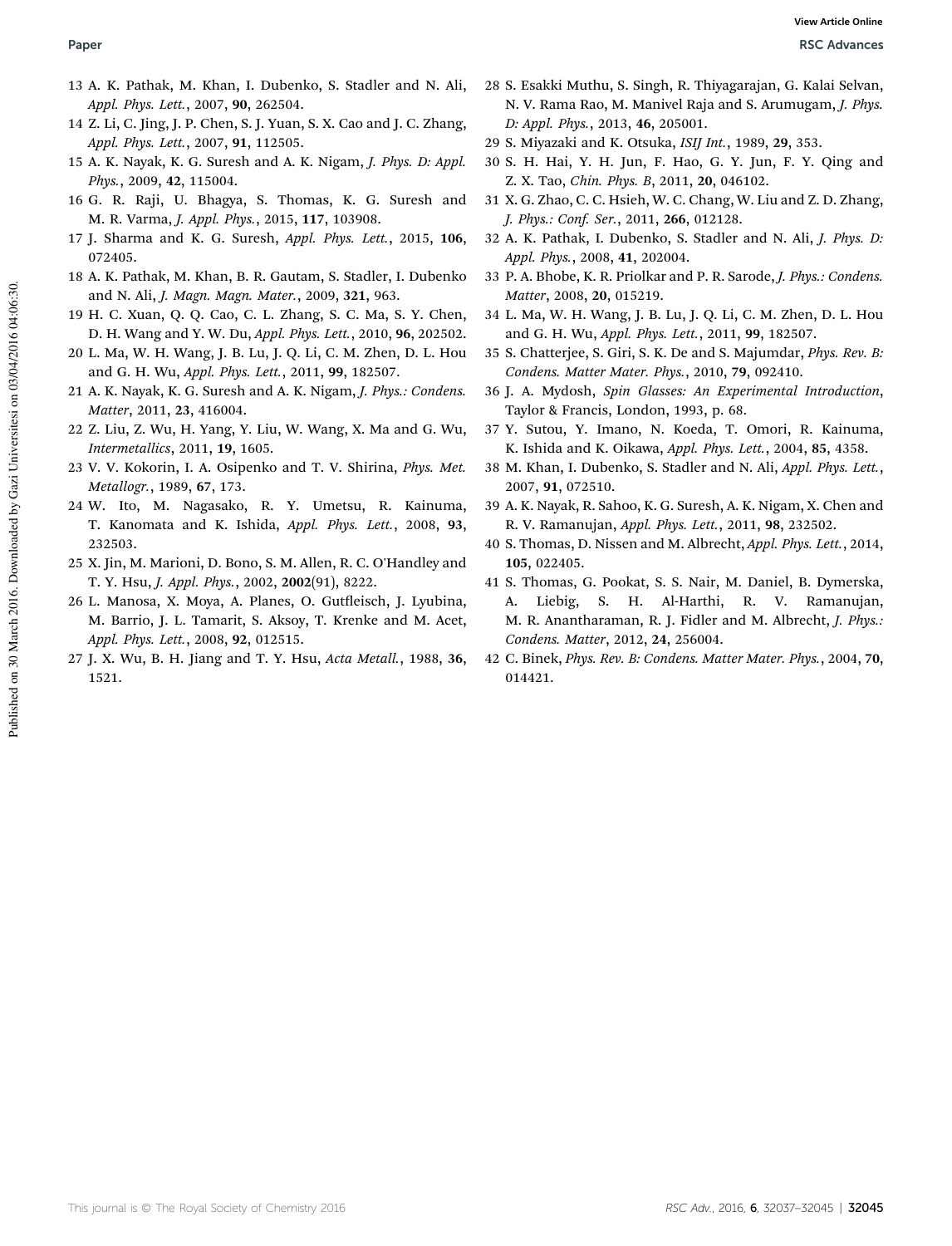13 A. K. Pathak, M. Khan, I. Dubenko, S. Stadler and N. Ali, *Appl. Phys. Lett.*, 2007, **90**, 262504.

14 Z. Li, C. Jing, J. P. Chen, S. J. Yuan, S. X. Cao and J. C. Zhang, *Appl. Phys. Lett.*, 2007, **91**, 112505.

15 A. K. Nayak, K. G. Suresh and A. K. Nigam, *J. Phys. D: Appl. Phys.*, 2009, **42**, 115004.

16 G. R. Raji, U. Bhagya, S. Thomas, K. G. Suresh and M. R. Varma, *J. Appl. Phys.*, 2015, **117**, 103908.

17 J. Sharma and K. G. Suresh, *Appl. Phys. Lett.*, 2015, **106**, 072405.

18 A. K. Pathak, M. Khan, B. R. Gautam, S. Stadler, I. Dubenko and N. Ali, *J. Magn. Magn. Mater.*, 2009, **321**, 963.

19 H. C. Xuan, Q. Q. Cao, C. L. Zhang, S. C. Ma, S. Y. Chen, D. H. Wang and Y. W. Du, *Appl. Phys. Lett.*, 2010, **96**, 202502.

20 L. Ma, W. H. Wang, J. B. Lu, J. Q. Li, C. M. Zhen, D. L. Hou and G. H. Wu, *Appl. Phys. Lett.*, 2011, **99**, 182507.

21 A. K. Nayak, K. G. Suresh and A. K. Nigam, *J. Phys.: Condens. Matter*, 2011, **23**, 416004.

22 Z. Liu, Z. Wu, H. Yang, Y. Liu, W. Wang, X. Ma and G. Wu, *Intermetallics*, 2011, **19**, 1605.

23 V. V. Kokorin, I. A. Osipenko and T. V. Shirina, *Phys. Met. Metallogr.*, 1989, **67**, 173.

24 W. Ito, M. Nagasako, R. Y. Umetsu, R. Kainuma, T. Kanomata and K. Ishida, *Appl. Phys. Lett.*, 2008, **93**, 232503.

25 X. Jin, M. Marioni, D. Bono, S. M. Allen, R. C. O'Handley and T. Y. Hsu, *J. Appl. Phys.*, 2002, **2002**(91), 8222.

26 L. Manosa, X. Moya, A. Planes, O. Gutfleisch, J. Lyubina, M. Barrio, J. L. Tamarit, S. Aksoy, T. Krenke and M. Acet, *Appl. Phys. Lett.*, 2008, **92**, 012515.

27 J. X. Wu, B. H. Jiang and T. Y. Hsu, *Acta Metall.*, 1988, **36**, 1521.

28 S. Esakki Muthu, S. Singh, R. Thiyagarajan, G. Kalai Selvan, N. V. Rama Rao, M. Manivel Raja and S. Arumugam, *J. Phys. D: Appl. Phys.*, 2013, **46**, 205001.

29 S. Miyazaki and K. Otsuka, *ISIJ Int.*, 1989, **29**, 353.

30 S. H. Hai, Y. H. Jun, F. Hao, G. Y. Jun, F. Y. Qing and Z. X. Tao, *Chin. Phys. B*, 2011, **20**, 046102.

31 X. G. Zhao, C. C. Hsieh, W. C. Chang, W. Liu and Z. D. Zhang, *J. Phys.: Conf. Ser.*, 2011, **266**, 012128.

32 A. K. Pathak, I. Dubenko, S. Stadler and N. Ali, *J. Phys. D: Appl. Phys.*, 2008, **41**, 202004.

33 P. A. Bhobe, K. R. Priolkar and P. R. Sarode, *J. Phys.: Condens. Matter*, 2008, **20**, 015219.

34 L. Ma, W. H. Wang, J. B. Lu, J. Q. Li, C. M. Zhen, D. L. Hou and G. H. Wu, *Appl. Phys. Lett.*, 2011, **99**, 182507.

35 S. Chatterjee, S. Giri, S. K. De and S. Majumdar, *Phys. Rev. B: Condens. Matter Mater. Phys.*, 2010, **79**, 092410.

36 J. A. Mydosh, *Spin Glasses: An Experimental Introduction*, Taylor & Francis, London, 1993, p. 68.

37 Y. Sutou, Y. Imano, N. Koeda, T. Omori, R. Kainuma, K. Ishida and K. Oikawa, *Appl. Phys. Lett.*, 2004, **85**, 4358.

38 M. Khan, I. Dubenko, S. Stadler and N. Ali, *Appl. Phys. Lett.*, 2007, **91**, 072510.

39 A. K. Nayak, R. Sahoo, K. G. Suresh, A. K. Nigam, X. Chen and R. V. Ramanujan, *Appl. Phys. Lett.*, 2011, **98**, 232502.

40 S. Thomas, D. Nissen and M. Albrecht, *Appl. Phys. Lett.*, 2014, **105**, 022405.

41 S. Thomas, G. Pookat, S. S. Nair, M. Daniel, B. Dymerska, A. Liebig, S. H. Al-Harthi, R. V. Ramanujan, M. R. Anantharaman, R. J. Fidler and M. Albrecht, *J. Phys.: Condens. Matter*, 2012, **24**, 256004.

42 C. Binek, *Phys. Rev. B: Condens. Matter Mater. Phys.*, 2004, **70**, 014421.